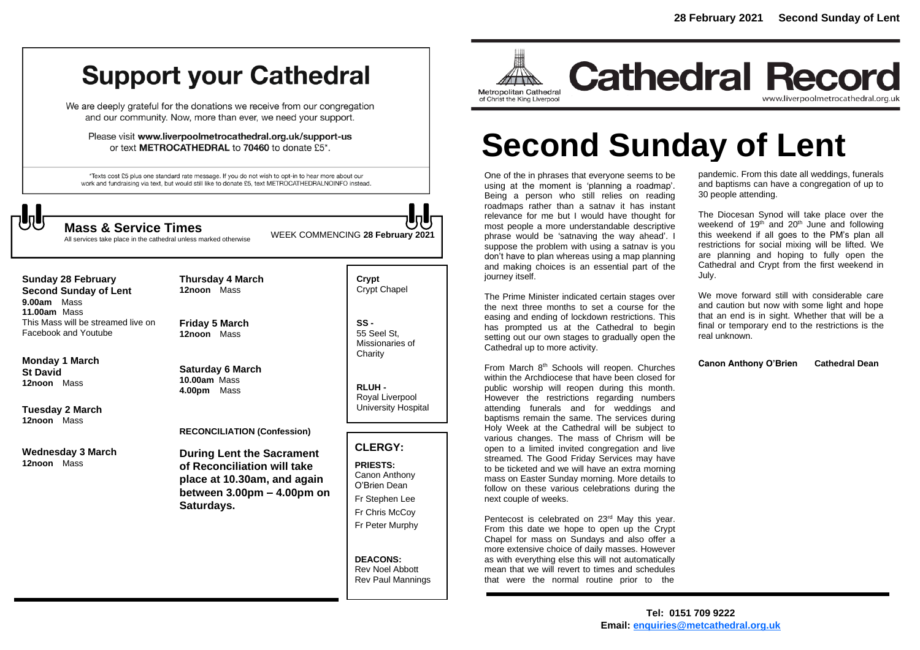# Support your Cathedral

We are deeply grateful for the donations we receive from our congregation and our community. Now, more than ever, we need your support.

Please visit **www.liverpoolmetrocathedral.org.uk/support-us** or text **METROCATHEDRAL** to **70460** to donate £5*.

*Texts cost £5 plus one standard rate message. If you do not wish to opt-in to hear more about our work and fundraising via text, but would still like to donate £5, text METROCATHEDRALNOINFO instead.

## Mass & Service Times

All services take place in the cathedral unless marked otherwise

WEEK COMMENCING **28 February 2021**

**Sunday 28 February**
**Second Sunday of Lent**
**9.00am** Mass
**11.00am** Mass
This Mass will be streamed live on Facebook and Youtube

**Monday 1 March**
**St David**
**12noon** Mass

**Tuesday 2 March**
**12noon** Mass

**Wednesday 3 March**
**12noon** Mass

**Thursday 4 March**
**12noon** Mass

**Friday 5 March**
**12noon** Mass

**Saturday 6 March**
**10.00am** Mass
**4.00pm** Mass

**RECONCILIATION (Confession)**

**During Lent the Sacrament of Reconciliation will take place at 10.30am, and again between 3.00pm – 4.00pm on Saturdays.**

**Crypt** - Crypt Chapel

**SS** - 55 Seel St, Missionaries of Charity

**RLUH** - Royal Liverpool University Hospital

## CLERGY:

**PRIESTS:**
Canon Anthony O'Brien Dean
Fr Stephen Lee
Fr Chris McCoy
Fr Peter Murphy

**DEACONS:**
Rev Noel Abbott
Rev Paul Mannings

**28 February 2021 Second Sunday of Lent**

Metropolitan Cathedral of Christ the King Liverpool

# Cathedral Record

www.liverpoolmetrocathedral.org.uk

# Second Sunday of Lent

One of the in phrases that everyone seems to be using at the moment is 'planning a roadmap'. Being a person who still relies on reading roadmaps rather than a satnav it has instant relevance for me but I would have thought for most people a more understandable descriptive phrase would be 'satnaving the way ahead'. I suppose the problem with using a satnav is you don't have to plan whereas using a map planning and making choices is an essential part of the journey itself.

The Prime Minister indicated certain stages over the next three months to set a course for the easing and ending of lockdown restrictions. This has prompted us at the Cathedral to begin setting out our own stages to gradually open the Cathedral up to more activity.

From March 8th Schools will reopen. Churches within the Archdiocese that have been closed for public worship will reopen during this month. However the restrictions regarding numbers attending funerals and for weddings and baptisms remain the same. The services during Holy Week at the Cathedral will be subject to various changes. The mass of Chrism will be open to a limited invited congregation and live streamed. The Good Friday Services may have to be ticketed and we will have an extra morning mass on Easter Sunday morning. More details to follow on these various celebrations during the next couple of weeks.

Pentecost is celebrated on 23rd May this year. From this date we hope to open up the Crypt Chapel for mass on Sundays and also offer a more extensive choice of daily masses. However as with everything else this will not automatically mean that we will revert to times and schedules that were the normal routine prior to the pandemic. From this date all weddings, funerals and baptisms can have a congregation of up to 30 people attending.

The Diocesan Synod will take place over the weekend of 19th and 20th June and following this weekend if all goes to the PM's plan all restrictions for social mixing will be lifted. We are planning and hoping to fully open the Cathedral and Crypt from the first weekend in July.

We move forward still with considerable care and caution but now with some light and hope that an end is in sight. Whether that will be a final or temporary end to the restrictions is the real unknown.

**Canon Anthony O'Brien Cathedral Dean**

**Tel: 0151 709 9222**
**Email: enquiries@metcathedral.org.uk**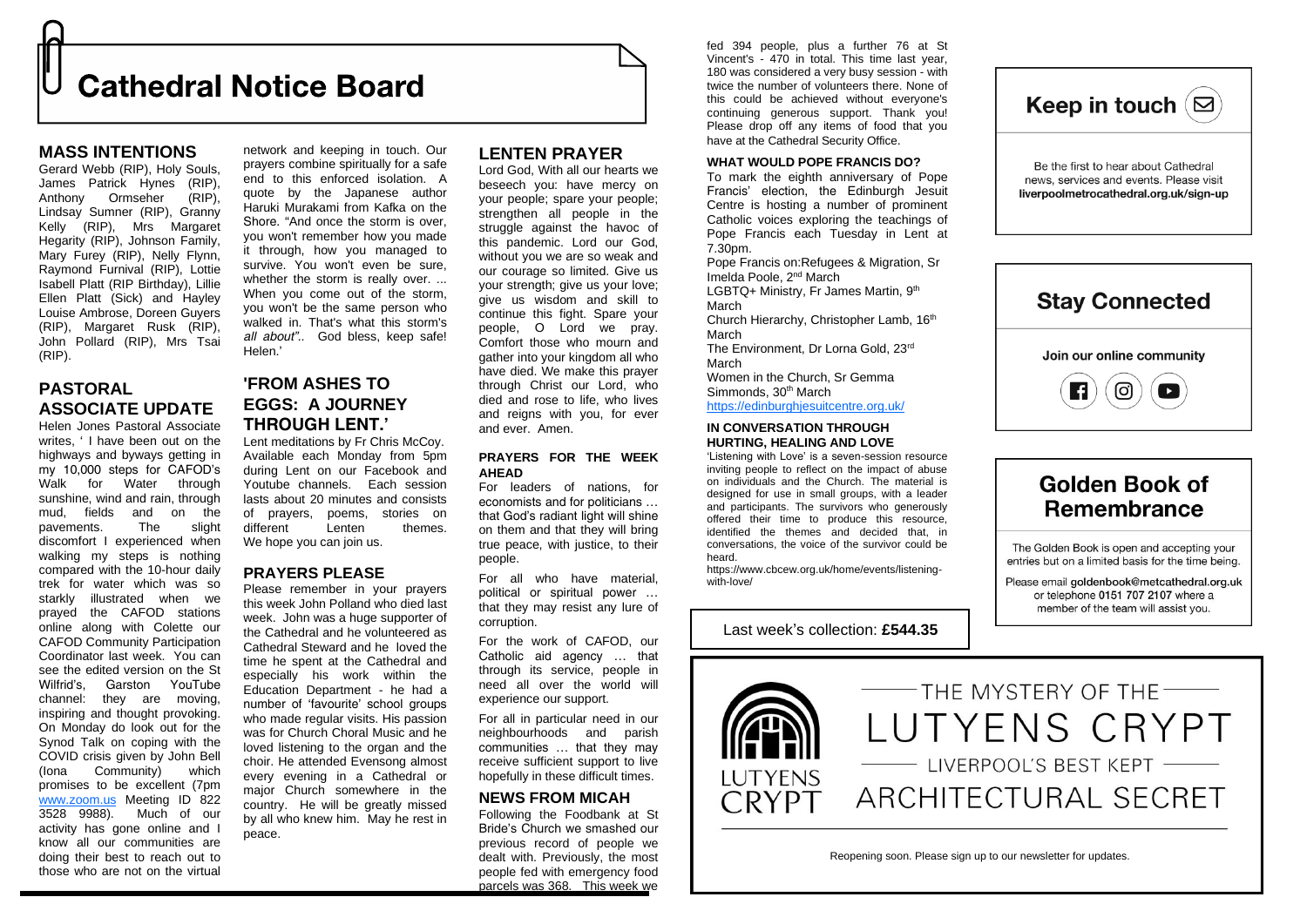# Cathedral Notice Board

## MASS INTENTIONS

Gerard Webb (RIP), Holy Souls, James Patrick Hynes (RIP), Anthony Ormseher (RIP), Lindsay Sumner (RIP), Granny Kelly (RIP), Mrs Margaret Hegarity (RIP), Johnson Family, Mary Furey (RIP), Nelly Flynn, Raymond Furnival (RIP), Lottie Isabell Platt (RIP Birthday), Lillie Ellen Platt (Sick) and Hayley Louise Ambrose, Doreen Guyers (RIP), Margaret Rusk (RIP), John Pollard (RIP), Mrs Tsai (RIP).

## PASTORAL ASSOCIATE UPDATE

Helen Jones Pastoral Associate writes, ' I have been out on the highways and byways getting in my 10,000 steps for CAFOD's Walk for Water through sunshine, wind and rain, through mud, fields and on the pavements. The slight discomfort I experienced when walking my steps is nothing compared with the 10-hour daily trek for water which was so starkly illustrated when we prayed the CAFOD stations online along with Colette our CAFOD Community Participation Coordinator last week. You can see the edited version on the St Wilfrid's, Garston YouTube channel: they are moving, inspiring and thought provoking. On Monday do look out for the Synod Talk on coping with the COVID crisis given by John Bell (Iona Community) which promises to be excellent (7pm www.zoom.us Meeting ID 822 3528 9988). Much of our activity has gone online and I know all our communities are doing their best to reach out to those who are not on the virtual network and keeping in touch. Our prayers combine spiritually for a safe end to this enforced isolation. A quote by the Japanese author Haruki Murakami from Kafka on the Shore. "And once the storm is over, you won't remember how you made it through, how you managed to survive. You won't even be sure, whether the storm is really over. ... When you come out of the storm, you won't be the same person who walked in. That's what this storm's *all about".*. God bless, keep safe! Helen.'

## 'FROM ASHES TO EGGS: A JOURNEY THROUGH LENT.'

Lent meditations by Fr Chris McCoy. Available each Monday from 5pm during Lent on our Facebook and Youtube channels. Each session lasts about 20 minutes and consists of prayers, poems, stories on different Lenten themes. We hope you can join us.

## PRAYERS PLEASE

Please remember in your prayers this week John Polland who died last week. John was a huge supporter of the Cathedral and he volunteered as Cathedral Steward and he loved the time he spent at the Cathedral and especially his work within the Education Department - he had a number of 'favourite' school groups who made regular visits. His passion was for Church Choral Music and he loved listening to the organ and the choir. He attended Evensong almost every evening in a Cathedral or major Church somewhere in the country. He will be greatly missed by all who knew him. May he rest in peace.

## LENTEN PRAYER

Lord God, With all our hearts we beseech you: have mercy on your people; spare your people; strengthen all people in the struggle against the havoc of this pandemic. Lord our God, without you we are so weak and our courage so limited. Give us your strength; give us your love; give us wisdom and skill to continue this fight. Spare your people, O Lord we pray. Comfort those who mourn and gather into your kingdom all who have died. We make this prayer through Christ our Lord, who died and rose to life, who lives and reigns with you, for ever and ever. Amen.

### PRAYERS FOR THE WEEK AHEAD

For leaders of nations, for economists and for politicians … that God's radiant light will shine on them and that they will bring true peace, with justice, to their people.

For all who have material, political or spiritual power … that they may resist any lure of corruption.

For the work of CAFOD, our Catholic aid agency … that through its service, people in need all over the world will experience our support.

For all in particular need in our neighbourhoods and parish communities … that they may receive sufficient support to live hopefully in these difficult times.

## NEWS FROM MICAH

Following the Foodbank at St Bride's Church we smashed our previous record of people we dealt with. Previously, the most people fed with emergency food parcels was 368. This week we fed 394 people, plus a further 76 at St Vincent's - 470 in total. This time last year, 180 was considered a very busy session - with twice the number of volunteers there. None of this could be achieved without everyone's continuing generous support. Thank you! Please drop off any items of food that you have at the Cathedral Security Office.

### WHAT WOULD POPE FRANCIS DO?

To mark the eighth anniversary of Pope Francis' election, the Edinburgh Jesuit Centre is hosting a number of prominent Catholic voices exploring the teachings of Pope Francis each Tuesday in Lent at 7.30pm.

Pope Francis on:Refugees & Migration, Sr Imelda Poole, 2nd March
LGBTQ+ Ministry, Fr James Martin, 9th March
Church Hierarchy, Christopher Lamb, 16th March
The Environment, Dr Lorna Gold, 23rd March
Women in the Church, Sr Gemma Simmonds, 30th March
https://edinburghjesuitcentre.org.uk/

### IN CONVERSATION THROUGH HURTING, HEALING AND LOVE

'Listening with Love' is a seven-session resource inviting people to reflect on the impact of abuse on individuals and the Church. The material is designed for use in small groups, with a leader and participants. The survivors who generously offered their time to produce this resource, identified the themes and decided that, in conversations, the voice of the survivor could be heard.

https://www.cbcew.org.uk/home/events/listening-with-love/

Last week's collection: **£544.35**

## Keep in touch

Be the first to hear about Cathedral news, services and events. Please visit **liverpoolmetrocathedral.org.uk/sign-up**

## Stay Connected

**Join our online community**

## Golden Book of Remembrance

The Golden Book is open and accepting your entries but on a limited basis for the time being.

Please email **goldenbook@metcathedral.org.uk** or telephone **0151 707 2107** where a member of the team will assist you.

LUTYENS CRYPT

THE MYSTERY OF THE LUTYENS CRYPT — LIVERPOOL'S BEST KEPT ARCHITECTURAL SECRET

Reopening soon. Please sign up to our newsletter for updates.